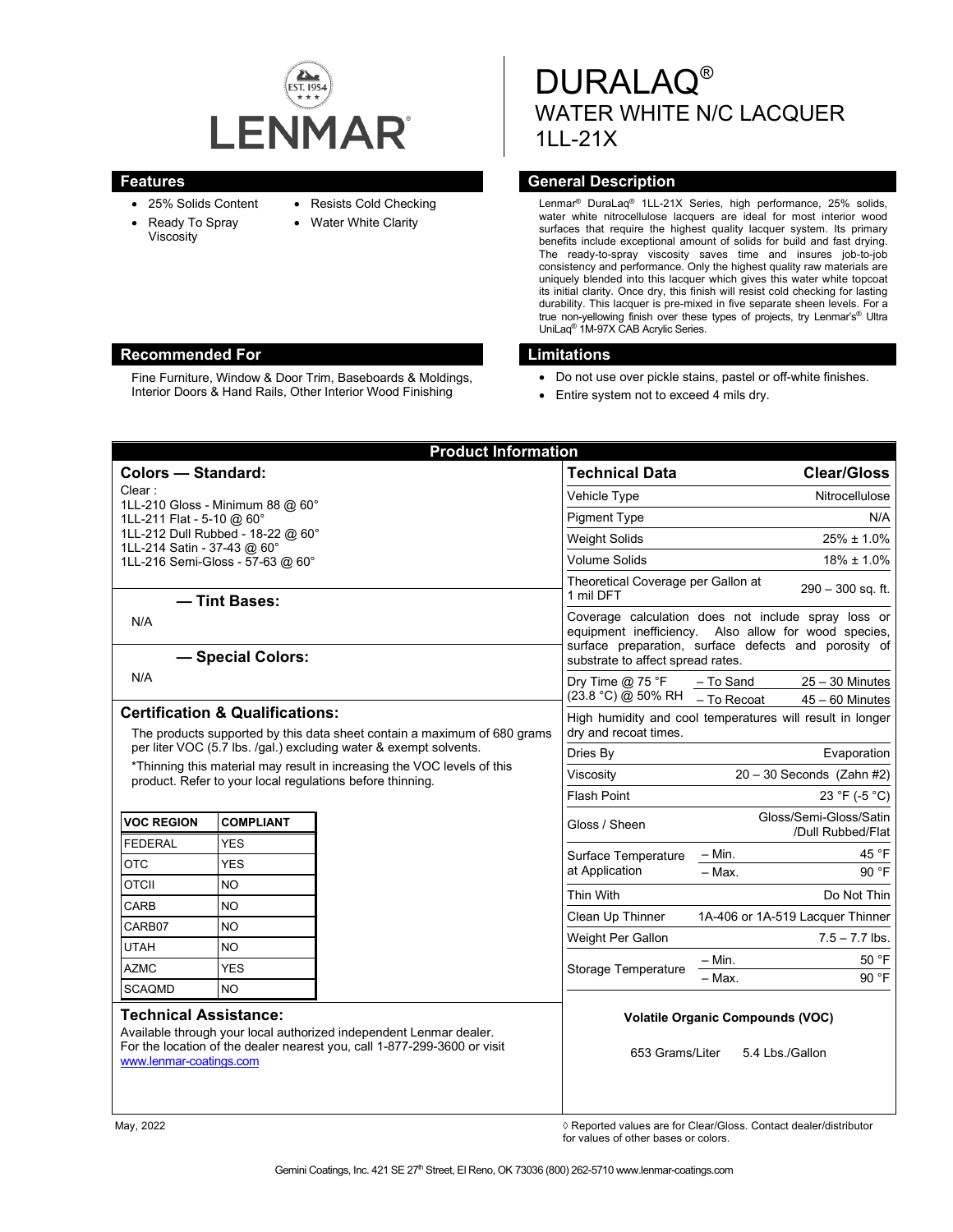LENMAR

# DURALAQ®
## WATER WHITE N/C LACQUER
## 1LL-21X

## Features

- 25% Solids Content
- Ready To Spray Viscosity
- Resists Cold Checking
- Water White Clarity

## General Description

Lenmar® DuraLaq® 1LL-21X Series, high performance, 25% solids, water white nitrocellulose lacquers are ideal for most interior wood surfaces that require the highest quality lacquer system. Its primary benefits include exceptional amount of solids for build and fast drying. The ready-to-spray viscosity saves time and insures job-to-job consistency and performance. Only the highest quality raw materials are uniquely blended into this lacquer which gives this water white topcoat its initial clarity. Once dry, this finish will resist cold checking for lasting durability. This lacquer is pre-mixed in five separate sheen levels. For a true non-yellowing finish over these types of projects, try Lenmar's® Ultra UniLaq® 1M-97X CAB Acrylic Series.

## Recommended For

Fine Furniture, Window & Door Trim, Baseboards & Moldings, Interior Doors & Hand Rails, Other Interior Wood Finishing

## Limitations

- Do not use over pickle stains, pastel or off-white finishes.
- Entire system not to exceed 4 mils dry.

## Product Information

### Colors — Standard:

Clear :
1LL-210 Gloss - Minimum 88 @ 60°
1LL-211 Flat - 5-10 @ 60°
1LL-212 Dull Rubbed - 18-22 @ 60°
1LL-214 Satin - 37-43 @ 60°
1LL-216 Semi-Gloss - 57-63 @ 60°

### — Tint Bases:

N/A

### — Special Colors:

N/A

### Certification & Qualifications:

The products supported by this data sheet contain a maximum of 680 grams per liter VOC (5.7 lbs. /gal.) excluding water & exempt solvents.

*Thinning this material may result in increasing the VOC levels of this product. Refer to your local regulations before thinning.

| VOC REGION | COMPLIANT |
|---|---|
| FEDERAL | YES |
| OTC | YES |
| OTCII | NO |
| CARB | NO |
| CARB07 | NO |
| UTAH | NO |
| AZMC | YES |
| SCAQMD | NO |

### Technical Assistance:

Available through your local authorized independent Lenmar dealer. For the location of the dealer nearest you, call 1-877-299-3600 or visit www.lenmar-coatings.com

| Technical Data | | Clear/Gloss |
|---|---|---|
| Vehicle Type | | Nitrocellulose |
| Pigment Type | | N/A |
| Weight Solids | | 25% ± 1.0% |
| Volume Solids | | 18% ± 1.0% |
| Theoretical Coverage per Gallon at 1 mil DFT | | 290 – 300 sq. ft. |
| Coverage calculation does not include spray loss or equipment inefficiency. Also allow for wood species, surface preparation, surface defects and porosity of substrate to affect spread rates. | | |
| Dry Time @ 75 °F (23.8 °C) @ 50% RH | – To Sand | 25 – 30 Minutes |
| | – To Recoat | 45 – 60 Minutes |
| High humidity and cool temperatures will result in longer dry and recoat times. | | |
| Dries By | | Evaporation |
| Viscosity | | 20 – 30 Seconds (Zahn #2) |
| Flash Point | | 23 °F (-5 °C) |
| Gloss / Sheen | | Gloss/Semi-Gloss/Satin /Dull Rubbed/Flat |
| Surface Temperature at Application | – Min. | 45 °F |
| | – Max. | 90 °F |
| Thin With | | Do Not Thin |
| Clean Up Thinner | | 1A-406 or 1A-519 Lacquer Thinner |
| Weight Per Gallon | | 7.5 – 7.7 lbs. |
| Storage Temperature | – Min. | 50 °F |
| | – Max. | 90 °F |

**Volatile Organic Compounds (VOC)**

653 Grams/Liter 5.4 Lbs./Gallon

May, 2022

◊ Reported values are for Clear/Gloss. Contact dealer/distributor for values of other bases or colors.

Gemini Coatings, Inc. 421 SE 27th Street, El Reno, OK 73036 (800) 262-5710 www.lenmar-coatings.com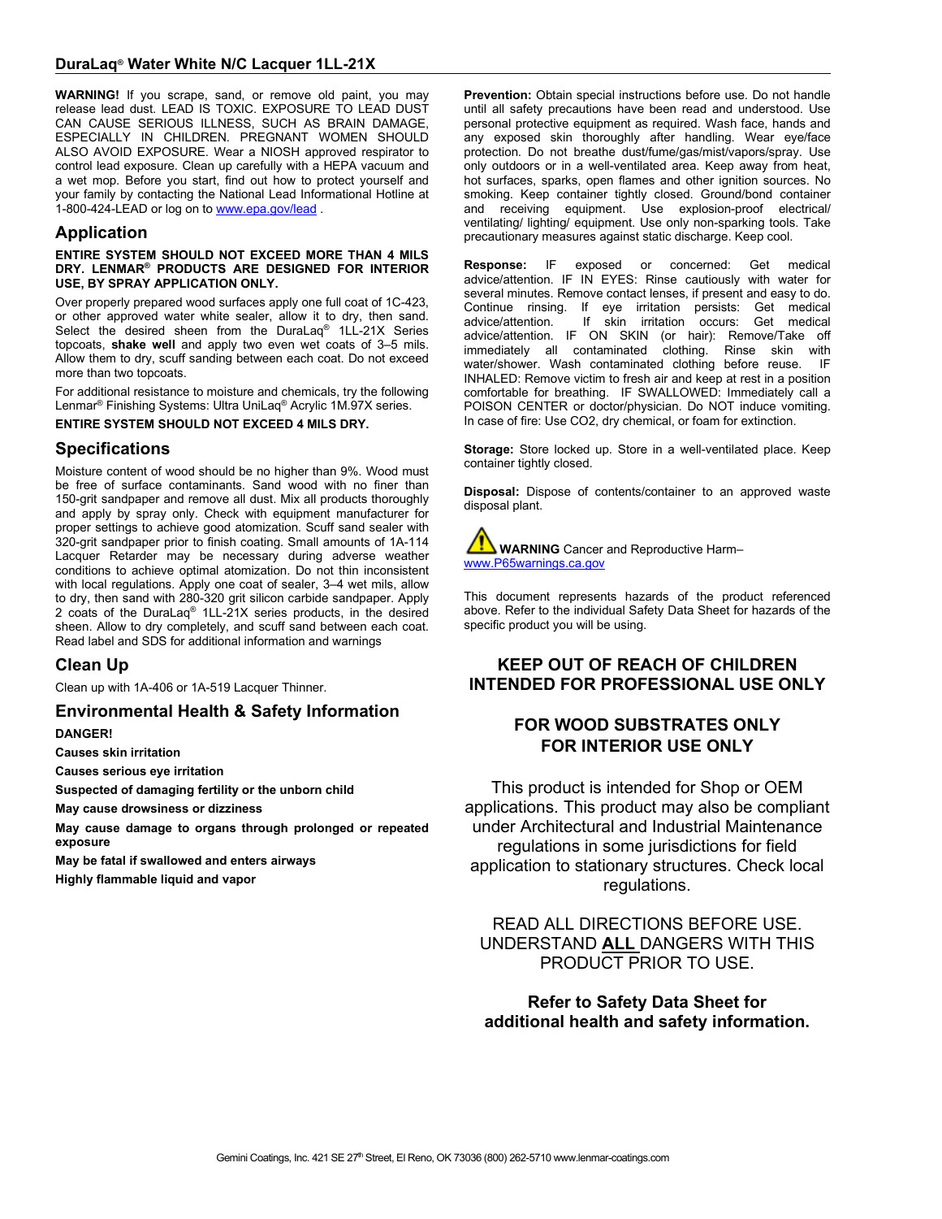# DuraLaq® Water White N/C Lacquer 1LL-21X

**WARNING!** If you scrape, sand, or remove old paint, you may release lead dust. LEAD IS TOXIC. EXPOSURE TO LEAD DUST CAN CAUSE SERIOUS ILLNESS, SUCH AS BRAIN DAMAGE, ESPECIALLY IN CHILDREN. PREGNANT WOMEN SHOULD ALSO AVOID EXPOSURE. Wear a NIOSH approved respirator to control lead exposure. Clean up carefully with a HEPA vacuum and a wet mop. Before you start, find out how to protect yourself and your family by contacting the National Lead Informational Hotline at 1-800-424-LEAD or log on to www.epa.gov/lead .

## Application

**ENTIRE SYSTEM SHOULD NOT EXCEED MORE THAN 4 MILS DRY. LENMAR® PRODUCTS ARE DESIGNED FOR INTERIOR USE, BY SPRAY APPLICATION ONLY.**

Over properly prepared wood surfaces apply one full coat of 1C-423, or other approved water white sealer, allow it to dry, then sand. Select the desired sheen from the DuraLaq® 1LL-21X Series topcoats, **shake well** and apply two even wet coats of 3–5 mils. Allow them to dry, scuff sanding between each coat. Do not exceed more than two topcoats.

For additional resistance to moisture and chemicals, try the following Lenmar® Finishing Systems: Ultra UniLaq® Acrylic 1M.97X series.

**ENTIRE SYSTEM SHOULD NOT EXCEED 4 MILS DRY.**

## Specifications

Moisture content of wood should be no higher than 9%. Wood must be free of surface contaminants. Sand wood with no finer than 150-grit sandpaper and remove all dust. Mix all products thoroughly and apply by spray only. Check with equipment manufacturer for proper settings to achieve good atomization. Scuff sand sealer with 320-grit sandpaper prior to finish coating. Small amounts of 1A-114 Lacquer Retarder may be necessary during adverse weather conditions to achieve optimal atomization. Do not thin inconsistent with local regulations. Apply one coat of sealer, 3–4 wet mils, allow to dry, then sand with 280-320 grit silicon carbide sandpaper. Apply 2 coats of the DuraLaq® 1LL-21X series products, in the desired sheen. Allow to dry completely, and scuff sand between each coat. Read label and SDS for additional information and warnings

## Clean Up

Clean up with 1A-406 or 1A-519 Lacquer Thinner.

## Environmental Health & Safety Information

**DANGER!**

**Causes skin irritation**

**Causes serious eye irritation**

**Suspected of damaging fertility or the unborn child**

**May cause drowsiness or dizziness**

**May cause damage to organs through prolonged or repeated exposure**

**May be fatal if swallowed and enters airways**

**Highly flammable liquid and vapor**

**Prevention:** Obtain special instructions before use. Do not handle until all safety precautions have been read and understood. Use personal protective equipment as required. Wash face, hands and any exposed skin thoroughly after handling. Wear eye/face protection. Do not breathe dust/fume/gas/mist/vapors/spray. Use only outdoors or in a well-ventilated area. Keep away from heat, hot surfaces, sparks, open flames and other ignition sources. No smoking. Keep container tightly closed. Ground/bond container and receiving equipment. Use explosion-proof electrical/ ventilating/ lighting/ equipment. Use only non-sparking tools. Take precautionary measures against static discharge. Keep cool.

**Response:** IF exposed or concerned: Get medical advice/attention. IF IN EYES: Rinse cautiously with water for several minutes. Remove contact lenses, if present and easy to do. Continue rinsing. If eye irritation persists: Get medical advice/attention. If skin irritation occurs: Get medical advice/attention. IF ON SKIN (or hair): Remove/Take off immediately all contaminated clothing. Rinse skin with water/shower. Wash contaminated clothing before reuse. IF INHALED: Remove victim to fresh air and keep at rest in a position comfortable for breathing. IF SWALLOWED: Immediately call a POISON CENTER or doctor/physician. Do NOT induce vomiting. In case of fire: Use CO2, dry chemical, or foam for extinction.

**Storage:** Store locked up. Store in a well-ventilated place. Keep container tightly closed.

**Disposal:** Dispose of contents/container to an approved waste disposal plant.

**WARNING** Cancer and Reproductive Harm– www.P65warnings.ca.gov

This document represents hazards of the product referenced above. Refer to the individual Safety Data Sheet for hazards of the specific product you will be using.

**KEEP OUT OF REACH OF CHILDREN**
**INTENDED FOR PROFESSIONAL USE ONLY**

**FOR WOOD SUBSTRATES ONLY**
**FOR INTERIOR USE ONLY**

This product is intended for Shop or OEM applications. This product may also be compliant under Architectural and Industrial Maintenance regulations in some jurisdictions for field application to stationary structures. Check local regulations.

READ ALL DIRECTIONS BEFORE USE. UNDERSTAND **ALL** DANGERS WITH THIS PRODUCT PRIOR TO USE.

**Refer to Safety Data Sheet for additional health and safety information.**

Gemini Coatings, Inc. 421 SE 27th Street, El Reno, OK 73036 (800) 262-5710 www.lenmar-coatings.com